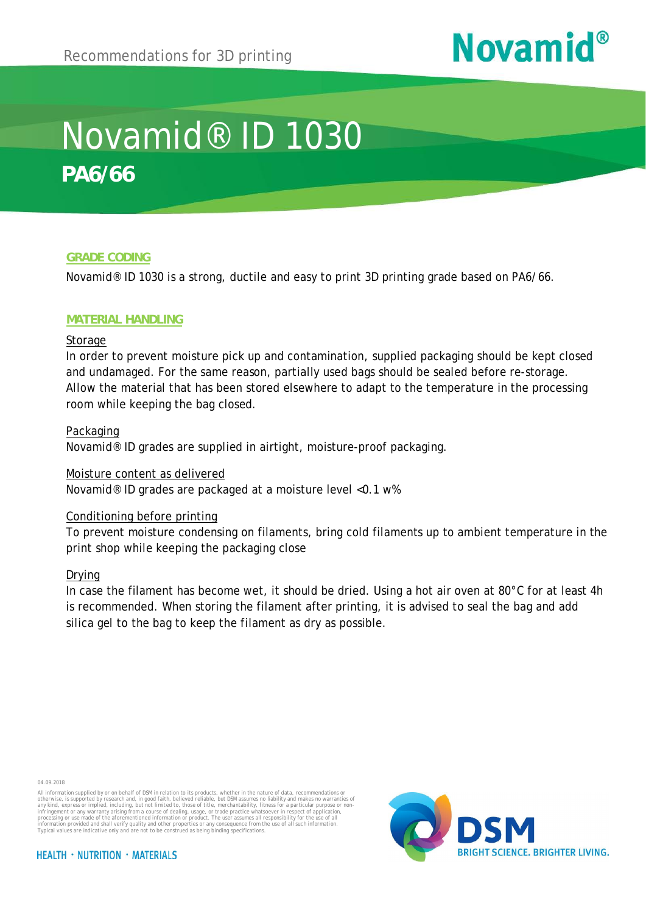Recommendations for 3D printing

# Novamid® ID 1030

## PA6/66

### GRADE CODING

Novamid® ID 1030 is a strong, ductile and easy to print 3D printing grade based on PA6/66.

### MATERIAL HANDLING

Storage

In order to prevent moisture pick up and contamination, supplied packaging should be kept closed and undamaged. For the same reason, partially used bags should be sealed before re-storage. Allow the material that has been stored elsewhere to adapt to the temperature in the processing room while keeping the bag closed.

Packaging

Novamid® ID grades are supplied in airtight, moisture-proof packaging.

Moisture content as delivered

Novamid® ID grades are packaged at a moisture level <0.1 w%

Conditioning before printing

To prevent moisture condensing on filaments, bring cold filaments up to ambient temperature in the print shop while keeping the packaging close

Drying

In case the filament has become wet, it should be dried. Using a hot air oven at 80°C for at least 4h is recommended. When storing the filament after printing, it is advised to seal the bag and add silica gel to the bag to keep the filament as dry as possible.

04.09.2018

All information supplied by or on behalf of DSM in relation to its products, whether in the nature of data, recommendations or otherwise, is supported by research and, in good faith, believed reliable, but DSM assumes no liability and makes no warranties of any kind, express or implied, including, but not limited to, those of title, merchantability, fitness for a particular purpose or non-infringement or any warranty arising from a course of dealing, usage, or trade practice whatsoever in respect of application, processing or use made of the aforementioned information or product. The user assumes all responsibility for the use of all information provided and shall verify quality and other properties or any consequence from the use of all such information. Typical values are indicative only and are not to be construed as being binding specifications.

HEALTH · NUTRITION · MATERIALS

DSM BRIGHT SCIENCE. BRIGHTER LIVING.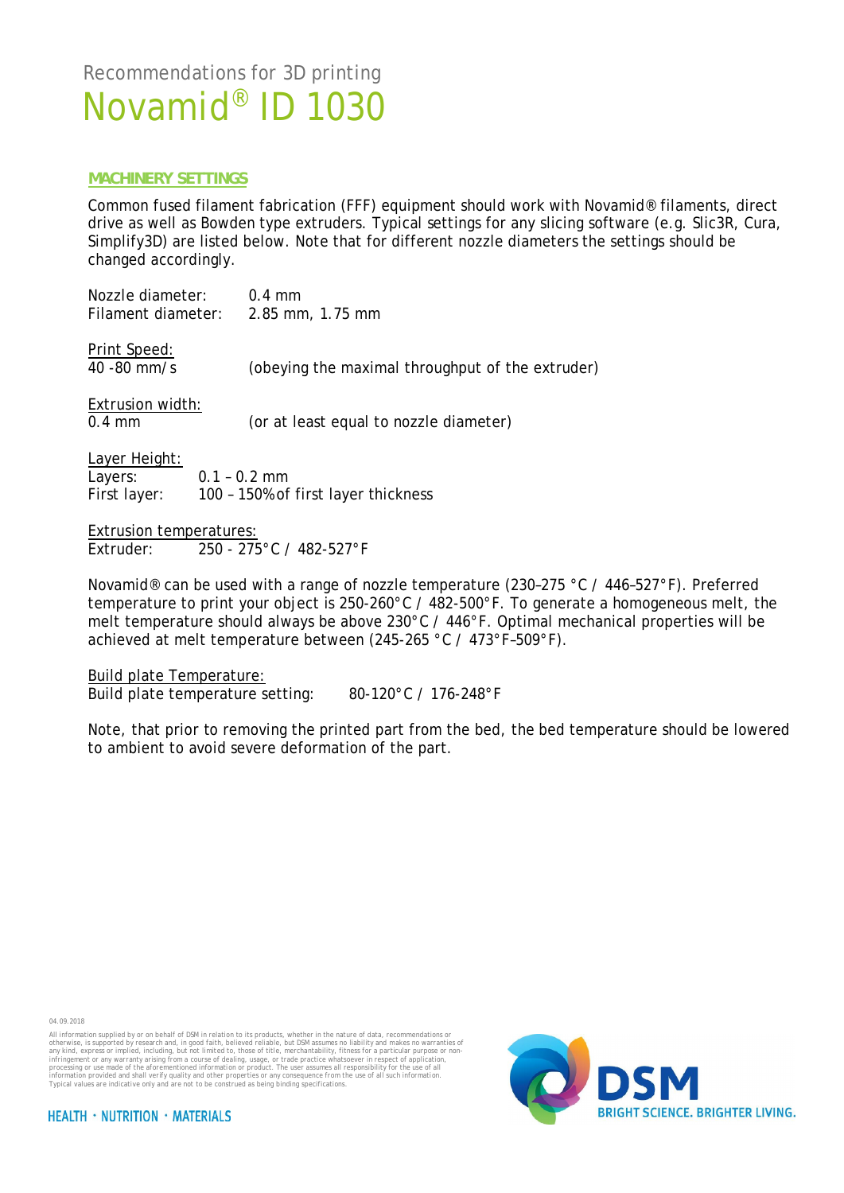Recommendations for 3D printing

# Novamid® ID 1030

## MACHINERY SETTINGS

Common fused filament fabrication (FFF) equipment should work with Novamid® filaments, direct drive as well as Bowden type extruders. Typical settings for any slicing software (e.g. Slic3R, Cura, Simplify3D) are listed below. Note that for different nozzle diameters the settings should be changed accordingly.

Nozzle diameter: 0.4 mm
Filament diameter: 2.85 mm, 1.75 mm

Print Speed:
40 -80 mm/s (obeying the maximal throughput of the extruder)

Extrusion width:
0.4 mm (or at least equal to nozzle diameter)

Layer Height:
Layers: 0.1 – 0.2 mm
First layer: 100 – 150% of first layer thickness

Extrusion temperatures:
Extruder: 250 - 275°C / 482-527°F

Novamid® can be used with a range of nozzle temperature (230–275 °C / 446–527°F). Preferred temperature to print your object is 250-260°C / 482-500°F. To generate a homogeneous melt, the melt temperature should always be above 230°C / 446°F. Optimal mechanical properties will be achieved at melt temperature between (245-265 °C / 473°F–509°F).

Build plate Temperature:
Build plate temperature setting: 80-120°C / 176-248°F

Note, that prior to removing the printed part from the bed, the bed temperature should be lowered to ambient to avoid severe deformation of the part.

04.09.2018

All information supplied by or on behalf of DSM in relation to its products, whether in the nature of data, recommendations or otherwise, is supported by research and, in good faith, believed reliable, but DSM assumes no liability and makes no warranties of any kind, express or implied, including, but not limited to, those of title, merchantability, fitness for a particular purpose or non-infringement or any warranty arising from a course of dealing, usage, or trade practice whatsoever in respect of application, processing or use made of the aforementioned information or product. The user assumes all responsibility for the use of all information provided and shall verify quality and other properties or any consequence from the use of all such information. Typical values are indicative only and are not to be construed as being binding specifications.

HEALTH · NUTRITION · MATERIALS

DSM BRIGHT SCIENCE. BRIGHTER LIVING.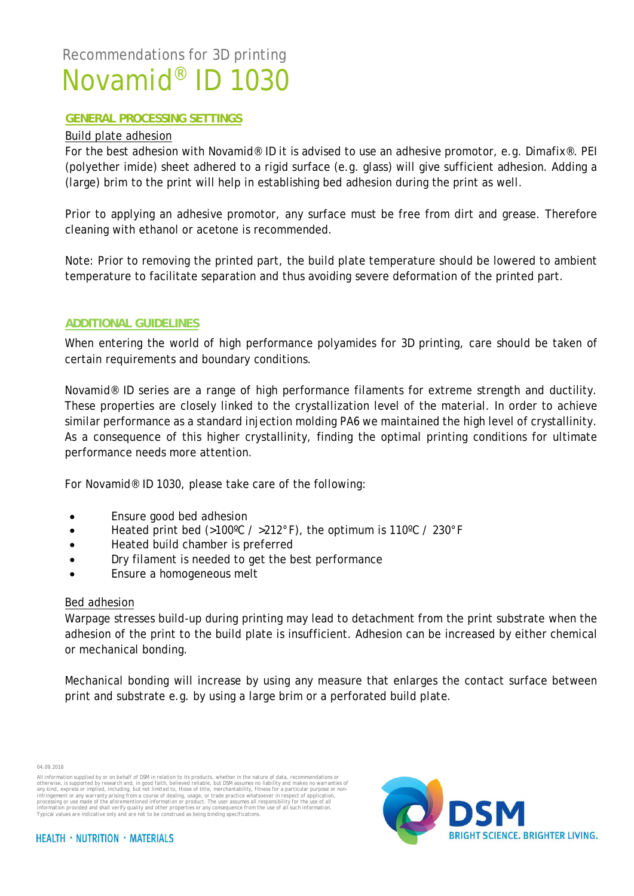Recommendations for 3D printing

# Novamid® ID 1030

## GENERAL PROCESSING SETTINGS

### Build plate adhesion

For the best adhesion with Novamid® ID it is advised to use an adhesive promotor, e.g. Dimafix®. PEI (polyether imide) sheet adhered to a rigid surface (e.g. glass) will give sufficient adhesion. Adding a (large) brim to the print will help in establishing bed adhesion during the print as well.

Prior to applying an adhesive promotor, any surface must be free from dirt and grease. Therefore cleaning with ethanol or acetone is recommended.

Note: Prior to removing the printed part, the build plate temperature should be lowered to ambient temperature to facilitate separation and thus avoiding severe deformation of the printed part.

## ADDITIONAL GUIDELINES

When entering the world of high performance polyamides for 3D printing, care should be taken of certain requirements and boundary conditions.

Novamid® ID series are a range of high performance filaments for extreme strength and ductility. These properties are closely linked to the crystallization level of the material. In order to achieve similar performance as a standard injection molding PA6 we maintained the high level of crystallinity. As a consequence of this higher crystallinity, finding the optimal printing conditions for ultimate performance needs more attention.

For Novamid® ID 1030, please take care of the following:

- Ensure good bed adhesion
- Heated print bed (>100ºC / >212°F), the optimum is 110ºC / 230°F
- Heated build chamber is preferred
- Dry filament is needed to get the best performance
- Ensure a homogeneous melt

### Bed adhesion

Warpage stresses build-up during printing may lead to detachment from the print substrate when the adhesion of the print to the build plate is insufficient. Adhesion can be increased by either chemical or mechanical bonding.

Mechanical bonding will increase by using any measure that enlarges the contact surface between print and substrate e.g. by using a large brim or a perforated build plate.

04.09.2018

All information supplied by or on behalf of DSM in relation to its products, whether in the nature of data, recommendations or otherwise, is supported by research and, in good faith, believed reliable, but DSM assumes no liability and makes no warranties of any kind, express or implied, including, but not limited to, those of title, merchantability, fitness for a particular purpose or non-infringement or any warranty arising from a course of dealing, usage, or trade practice whatsoever in respect of application, processing or use made of the aforementioned information or product. The user assumes all responsibility for the use of all information provided and shall verify quality and other properties or any consequence from the use of all such information. Typical values are indicative only and are not to be construed as being binding specifications.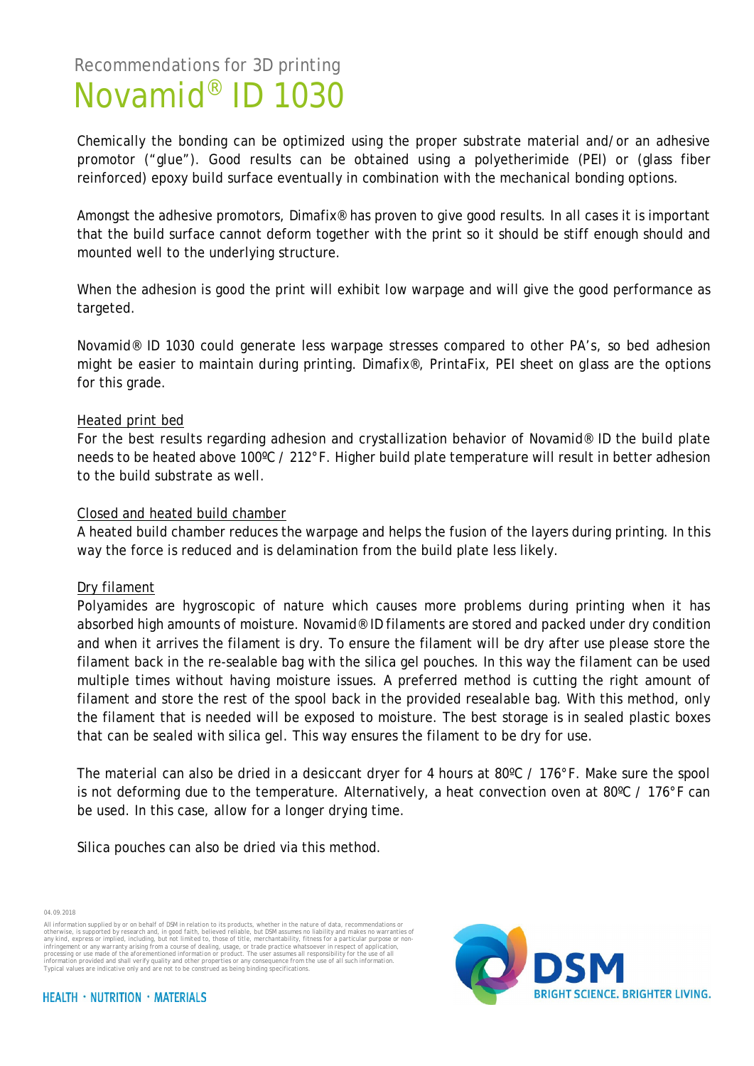Recommendations for 3D printing

# Novamid® ID 1030

Chemically the bonding can be optimized using the proper substrate material and/or an adhesive promotor ("glue"). Good results can be obtained using a polyetherimide (PEI) or (glass fiber reinforced) epoxy build surface eventually in combination with the mechanical bonding options.

Amongst the adhesive promotors, Dimafix® has proven to give good results. In all cases it is important that the build surface cannot deform together with the print so it should be stiff enough should and mounted well to the underlying structure.

When the adhesion is good the print will exhibit low warpage and will give the good performance as targeted.

Novamid® ID 1030 could generate less warpage stresses compared to other PA's, so bed adhesion might be easier to maintain during printing. Dimafix®, PrintaFix, PEI sheet on glass are the options for this grade.

## Heated print bed

For the best results regarding adhesion and crystallization behavior of Novamid® ID the build plate needs to be heated above 100ºC / 212°F. Higher build plate temperature will result in better adhesion to the build substrate as well.

## Closed and heated build chamber

A heated build chamber reduces the warpage and helps the fusion of the layers during printing. In this way the force is reduced and is delamination from the build plate less likely.

## Dry filament

Polyamides are hygroscopic of nature which causes more problems during printing when it has absorbed high amounts of moisture. Novamid® ID filaments are stored and packed under dry condition and when it arrives the filament is dry. To ensure the filament will be dry after use please store the filament back in the re-sealable bag with the silica gel pouches. In this way the filament can be used multiple times without having moisture issues. A preferred method is cutting the right amount of filament and store the rest of the spool back in the provided resealable bag. With this method, only the filament that is needed will be exposed to moisture. The best storage is in sealed plastic boxes that can be sealed with silica gel. This way ensures the filament to be dry for use.

The material can also be dried in a desiccant dryer for 4 hours at 80ºC / 176°F. Make sure the spool is not deforming due to the temperature. Alternatively, a heat convection oven at 80ºC / 176°F can be used. In this case, allow for a longer drying time.

Silica pouches can also be dried via this method.

04.09.2018

All information supplied by or on behalf of DSM in relation to its products, whether in the nature of data, recommendations or otherwise, is supported by research and, in good faith, believed reliable, but DSM assumes no liability and makes no warranties of any kind, express or implied, including, but not limited to, those of title, merchantability, fitness for a particular purpose or non-infringement or any warranty arising from a course of dealing, usage, or trade practice whatsoever in respect of application, processing or use made of the aforementioned information or product. The user assumes all responsibility for the use of all information provided and shall verify quality and other properties or any consequence from the use of all such information. Typical values are indicative only and are not to be construed as being binding specifications.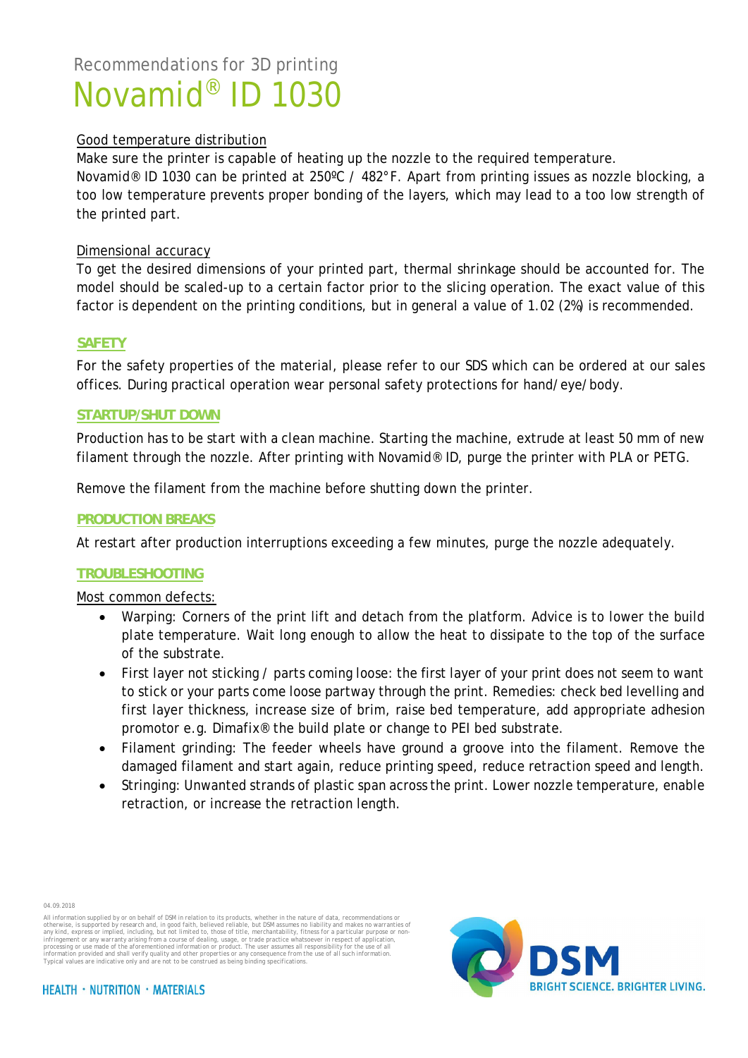Recommendations for 3D printing

# Novamid® ID 1030

Good temperature distribution

Make sure the printer is capable of heating up the nozzle to the required temperature.
Novamid® ID 1030 can be printed at 250ºC / 482°F. Apart from printing issues as nozzle blocking, a too low temperature prevents proper bonding of the layers, which may lead to a too low strength of the printed part.

Dimensional accuracy

To get the desired dimensions of your printed part, thermal shrinkage should be accounted for. The model should be scaled-up to a certain factor prior to the slicing operation. The exact value of this factor is dependent on the printing conditions, but in general a value of 1.02 (2%) is recommended.

## SAFETY

For the safety properties of the material, please refer to our SDS which can be ordered at our sales offices. During practical operation wear personal safety protections for hand/eye/body.

## STARTUP/SHUT DOWN

Production has to be start with a clean machine. Starting the machine, extrude at least 50 mm of new filament through the nozzle. After printing with Novamid® ID, purge the printer with PLA or PETG.

Remove the filament from the machine before shutting down the printer.

## PRODUCTION BREAKS

At restart after production interruptions exceeding a few minutes, purge the nozzle adequately.

## TROUBLESHOOTING

Most common defects:

- Warping: Corners of the print lift and detach from the platform. Advice is to lower the build plate temperature. Wait long enough to allow the heat to dissipate to the top of the surface of the substrate.
- First layer not sticking / parts coming loose: the first layer of your print does not seem to want to stick or your parts come loose partway through the print. Remedies: check bed levelling and first layer thickness, increase size of brim, raise bed temperature, add appropriate adhesion promotor e.g. Dimafix® the build plate or change to PEI bed substrate.
- Filament grinding: The feeder wheels have ground a groove into the filament. Remove the damaged filament and start again, reduce printing speed, reduce retraction speed and length.
- Stringing: Unwanted strands of plastic span across the print. Lower nozzle temperature, enable retraction, or increase the retraction length.

04.09.2018

All information supplied by or on behalf of DSM in relation to its products, whether in the nature of data, recommendations or otherwise, is supported by research and, in good faith, believed reliable, but DSM assumes no liability and makes no warranties of any kind, express or implied, including, but not limited to, those of title, merchantability, fitness for a particular purpose or non-infringement or any warranty arising from a course of dealing, usage, or trade practice whatsoever in respect of application, processing or use made of the aforementioned information or product. The user assumes all responsibility for the use of all information provided and shall verify quality and other properties or any consequence from the use of all such information. Typical values are indicative only and are not to be construed as being binding specifications.

HEALTH · NUTRITION · MATERIALS

DSM BRIGHT SCIENCE. BRIGHTER LIVING.